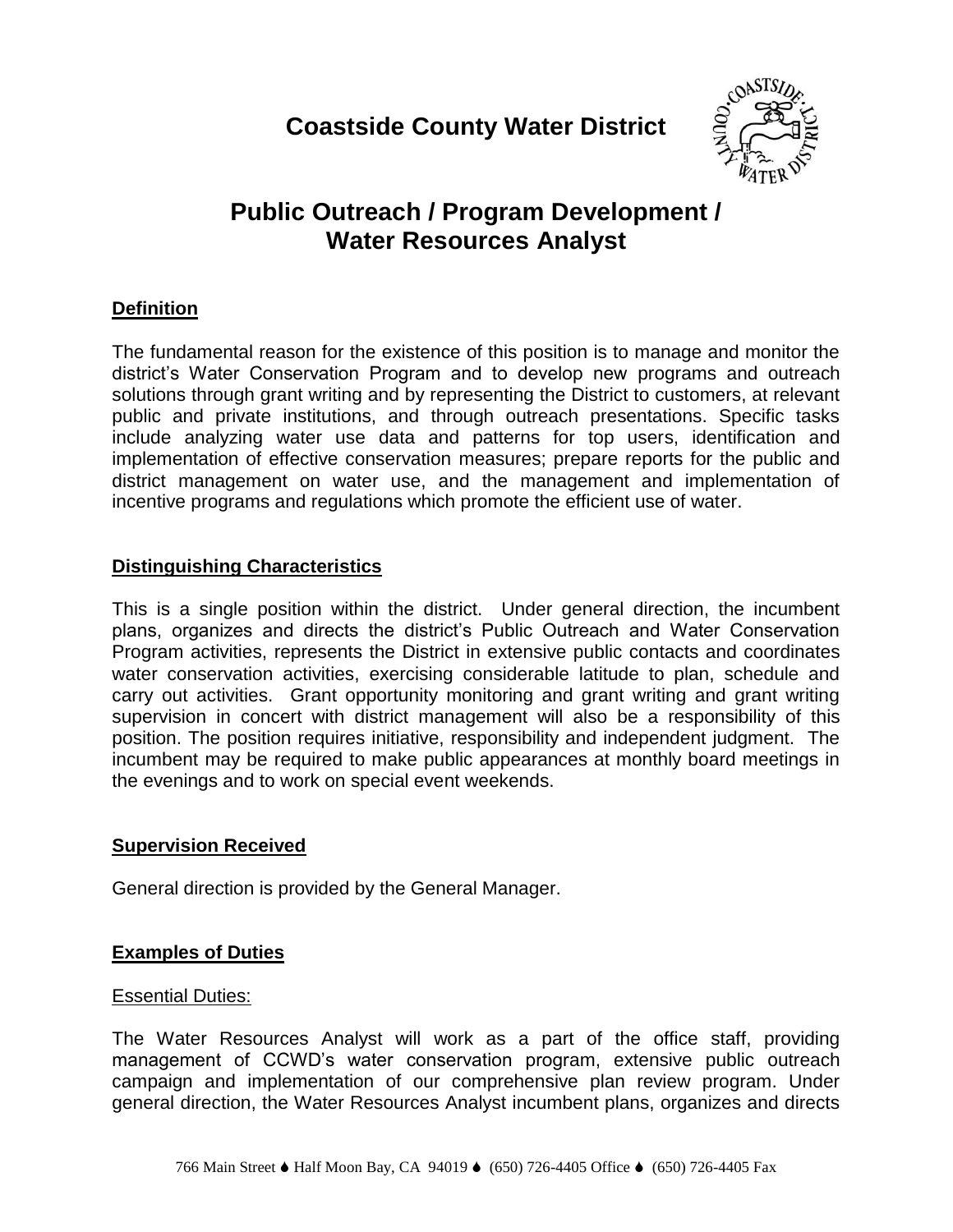# Coastside County Water District

## Public Outreach / Program Development / Water Resources Analyst

### Definition

The fundamental reason for the existence of this position is to manage and monitor the district's Water Conservation Program and to develop new programs and outreach solutions through grant writing and by representing the District to customers, at relevant public and private institutions, and through outreach presentations. Specific tasks include analyzing water use data and patterns for top users, identification and implementation of effective conservation measures; prepare reports for the public and district management on water use, and the management and implementation of incentive programs and regulations which promote the efficient use of water.

### Distinguishing Characteristics

This is a single position within the district. Under general direction, the incumbent plans, organizes and directs the district's Public Outreach and Water Conservation Program activities, represents the District in extensive public contacts and coordinates water conservation activities, exercising considerable latitude to plan, schedule and carry out activities. Grant opportunity monitoring and grant writing and grant writing supervision in concert with district management will also be a responsibility of this position. The position requires initiative, responsibility and independent judgment. The incumbent may be required to make public appearances at monthly board meetings in the evenings and to work on special event weekends.

### Supervision Received

General direction is provided by the General Manager.

### Examples of Duties

Essential Duties:

The Water Resources Analyst will work as a part of the office staff, providing management of CCWD's water conservation program, extensive public outreach campaign and implementation of our comprehensive plan review program. Under general direction, the Water Resources Analyst incumbent plans, organizes and directs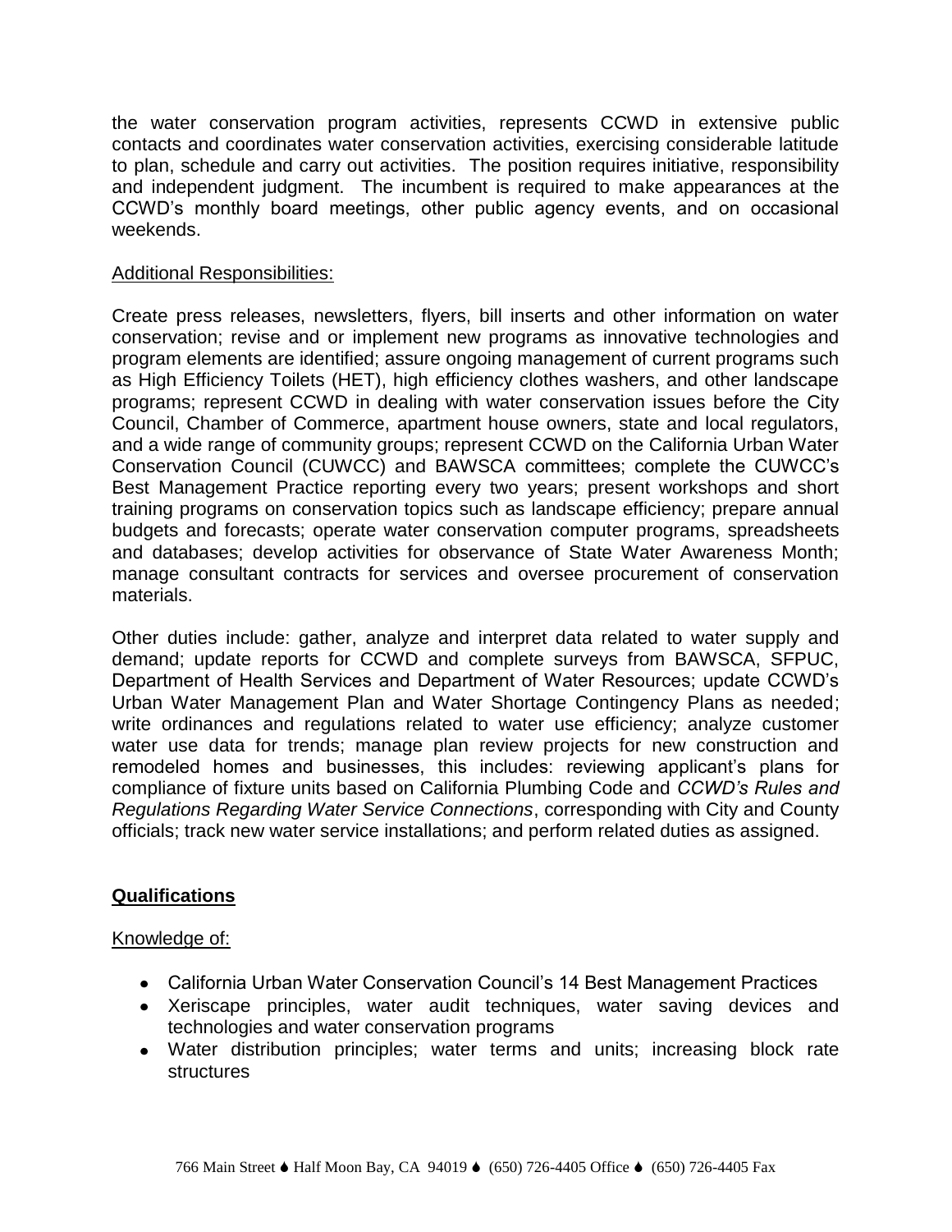the water conservation program activities, represents CCWD in extensive public contacts and coordinates water conservation activities, exercising considerable latitude to plan, schedule and carry out activities. The position requires initiative, responsibility and independent judgment. The incumbent is required to make appearances at the CCWD's monthly board meetings, other public agency events, and on occasional weekends.

Additional Responsibilities:

Create press releases, newsletters, flyers, bill inserts and other information on water conservation; revise and or implement new programs as innovative technologies and program elements are identified; assure ongoing management of current programs such as High Efficiency Toilets (HET), high efficiency clothes washers, and other landscape programs; represent CCWD in dealing with water conservation issues before the City Council, Chamber of Commerce, apartment house owners, state and local regulators, and a wide range of community groups; represent CCWD on the California Urban Water Conservation Council (CUWCC) and BAWSCA committees; complete the CUWCC's Best Management Practice reporting every two years; present workshops and short training programs on conservation topics such as landscape efficiency; prepare annual budgets and forecasts; operate water conservation computer programs, spreadsheets and databases; develop activities for observance of State Water Awareness Month; manage consultant contracts for services and oversee procurement of conservation materials.

Other duties include: gather, analyze and interpret data related to water supply and demand; update reports for CCWD and complete surveys from BAWSCA, SFPUC, Department of Health Services and Department of Water Resources; update CCWD's Urban Water Management Plan and Water Shortage Contingency Plans as needed; write ordinances and regulations related to water use efficiency; analyze customer water use data for trends; manage plan review projects for new construction and remodeled homes and businesses, this includes: reviewing applicant's plans for compliance of fixture units based on California Plumbing Code and *CCWD's Rules and Regulations Regarding Water Service Connections*, corresponding with City and County officials; track new water service installations; and perform related duties as assigned.

## Qualifications

Knowledge of:

- California Urban Water Conservation Council's 14 Best Management Practices
- Xeriscape principles, water audit techniques, water saving devices and technologies and water conservation programs
- Water distribution principles; water terms and units; increasing block rate structures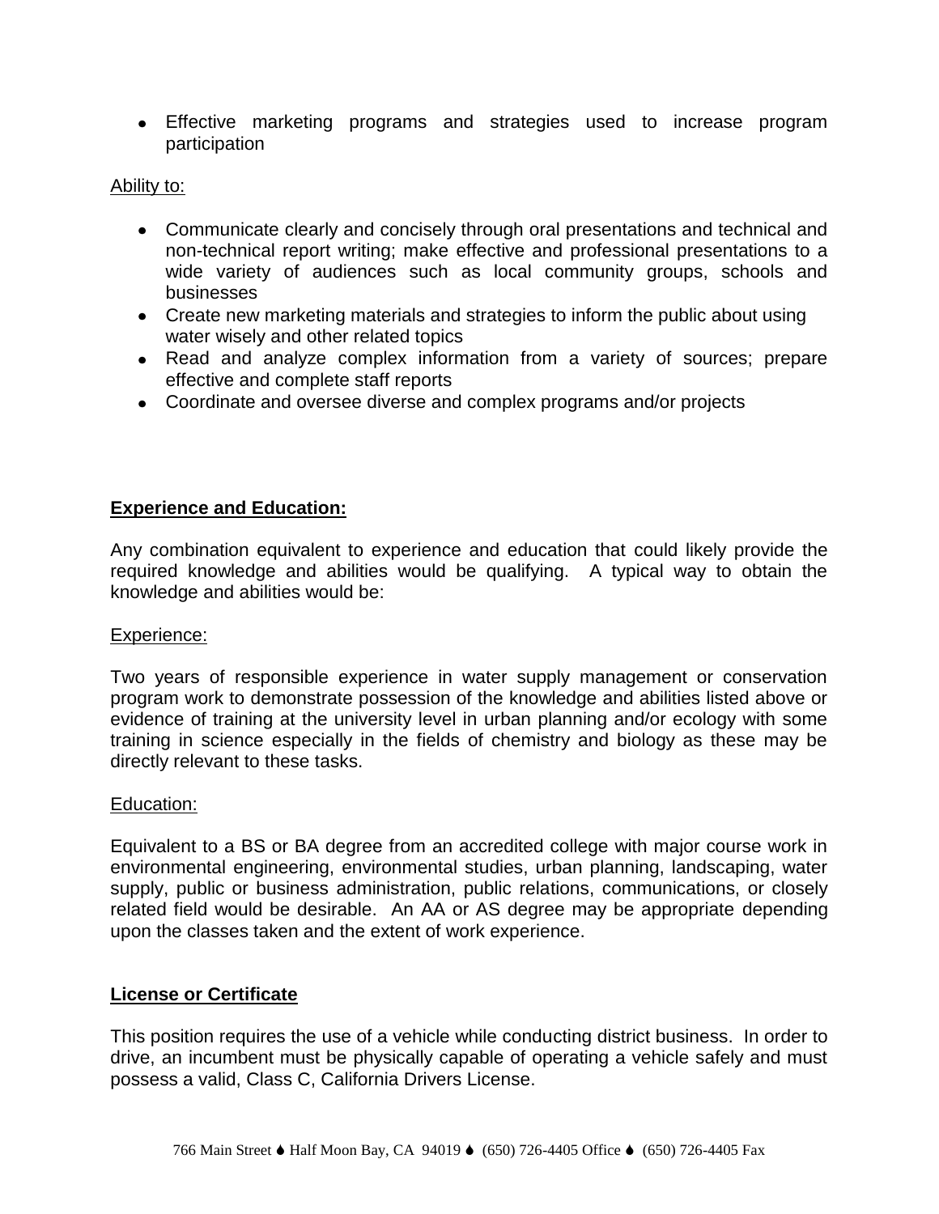- Effective marketing programs and strategies used to increase program participation

Ability to:

- Communicate clearly and concisely through oral presentations and technical and non-technical report writing; make effective and professional presentations to a wide variety of audiences such as local community groups, schools and businesses
- Create new marketing materials and strategies to inform the public about using water wisely and other related topics
- Read and analyze complex information from a variety of sources; prepare effective and complete staff reports
- Coordinate and oversee diverse and complex programs and/or projects

**Experience and Education:**

Any combination equivalent to experience and education that could likely provide the required knowledge and abilities would be qualifying. A typical way to obtain the knowledge and abilities would be:

Experience:

Two years of responsible experience in water supply management or conservation program work to demonstrate possession of the knowledge and abilities listed above or evidence of training at the university level in urban planning and/or ecology with some training in science especially in the fields of chemistry and biology as these may be directly relevant to these tasks.

Education:

Equivalent to a BS or BA degree from an accredited college with major course work in environmental engineering, environmental studies, urban planning, landscaping, water supply, public or business administration, public relations, communications, or closely related field would be desirable. An AA or AS degree may be appropriate depending upon the classes taken and the extent of work experience.

**License or Certificate**

This position requires the use of a vehicle while conducting district business. In order to drive, an incumbent must be physically capable of operating a vehicle safely and must possess a valid, Class C, California Drivers License.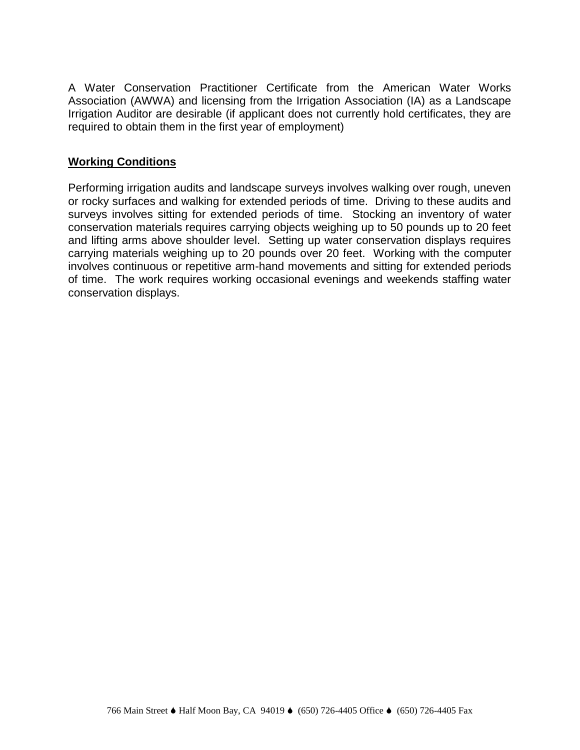A Water Conservation Practitioner Certificate from the American Water Works Association (AWWA) and licensing from the Irrigation Association (IA) as a Landscape Irrigation Auditor are desirable (if applicant does not currently hold certificates, they are required to obtain them in the first year of employment)

**Working Conditions**

Performing irrigation audits and landscape surveys involves walking over rough, uneven or rocky surfaces and walking for extended periods of time. Driving to these audits and surveys involves sitting for extended periods of time. Stocking an inventory of water conservation materials requires carrying objects weighing up to 50 pounds up to 20 feet and lifting arms above shoulder level. Setting up water conservation displays requires carrying materials weighing up to 20 pounds over 20 feet. Working with the computer involves continuous or repetitive arm-hand movements and sitting for extended periods of time. The work requires working occasional evenings and weekends staffing water conservation displays.